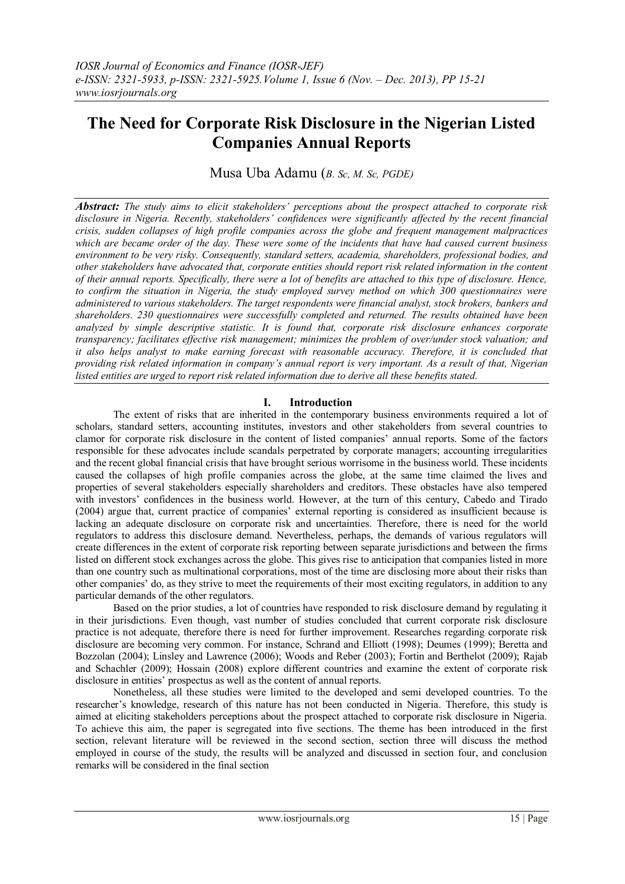# The Need for Corporate Risk Disclosure in the Nigerian Listed Companies Annual Reports

Musa Uba Adamu (*B. Sc, M. Sc, PGDE)*

***Abstract:*** *The study aims to elicit stakeholders' perceptions about the prospect attached to corporate risk disclosure in Nigeria. Recently, stakeholders' confidences were significantly affected by the recent financial crisis, sudden collapses of high profile companies across the globe and frequent management malpractices which are became order of the day. These were some of the incidents that have had caused current business environment to be very risky. Consequently, standard setters, academia, shareholders, professional bodies, and other stakeholders have advocated that, corporate entities should report risk related information in the content of their annual reports. Specifically, there were a lot of benefits are attached to this type of disclosure. Hence, to confirm the situation in Nigeria, the study employed survey method on which 300 questionnaires were administered to various stakeholders. The target respondents were financial analyst, stock brokers, bankers and shareholders. 230 questionnaires were successfully completed and returned. The results obtained have been analyzed by simple descriptive statistic. It is found that, corporate risk disclosure enhances corporate transparency; facilitates effective risk management; minimizes the problem of over/under stock valuation; and it also helps analyst to make earning forecast with reasonable accuracy. Therefore, it is concluded that providing risk related information in company's annual report is very important. As a result of that, Nigerian listed entities are urged to report risk related information due to derive all these benefits stated.*

## I. Introduction

The extent of risks that are inherited in the contemporary business environments required a lot of scholars, standard setters, accounting institutes, investors and other stakeholders from several countries to clamor for corporate risk disclosure in the content of listed companies' annual reports. Some of the factors responsible for these advocates include scandals perpetrated by corporate managers; accounting irregularities and the recent global financial crisis that have brought serious worrisome in the business world. These incidents caused the collapses of high profile companies across the globe, at the same time claimed the lives and properties of several stakeholders especially shareholders and creditors. These obstacles have also tempered with investors' confidences in the business world. However, at the turn of this century, Cabedo and Tirado (2004) argue that, current practice of companies' external reporting is considered as insufficient because is lacking an adequate disclosure on corporate risk and uncertainties. Therefore, there is need for the world regulators to address this disclosure demand. Nevertheless, perhaps, the demands of various regulators will create differences in the extent of corporate risk reporting between separate jurisdictions and between the firms listed on different stock exchanges across the globe. This gives rise to anticipation that companies listed in more than one country such as multinational corporations, most of the time are disclosing more about their risks than other companies' do, as they strive to meet the requirements of their most exciting regulators, in addition to any particular demands of the other regulators.

Based on the prior studies, a lot of countries have responded to risk disclosure demand by regulating it in their jurisdictions. Even though, vast number of studies concluded that current corporate risk disclosure practice is not adequate, therefore there is need for further improvement. Researches regarding corporate risk disclosure are becoming very common. For instance, Schrand and Elliott (1998); Deumes (1999); Beretta and Bozzolan (2004); Linsley and Lawrence (2006); Woods and Reber (2003); Fortin and Berthelot (2009); Rajab and Schachler (2009); Hossain (2008) explore different countries and examine the extent of corporate risk disclosure in entities' prospectus as well as the content of annual reports.

Nonetheless, all these studies were limited to the developed and semi developed countries. To the researcher's knowledge, research of this nature has not been conducted in Nigeria. Therefore, this study is aimed at eliciting stakeholders perceptions about the prospect attached to corporate risk disclosure in Nigeria. To achieve this aim, the paper is segregated into five sections. The theme has been introduced in the first section, relevant literature will be reviewed in the second section, section three will discuss the method employed in course of the study, the results will be analyzed and discussed in section four, and conclusion remarks will be considered in the final section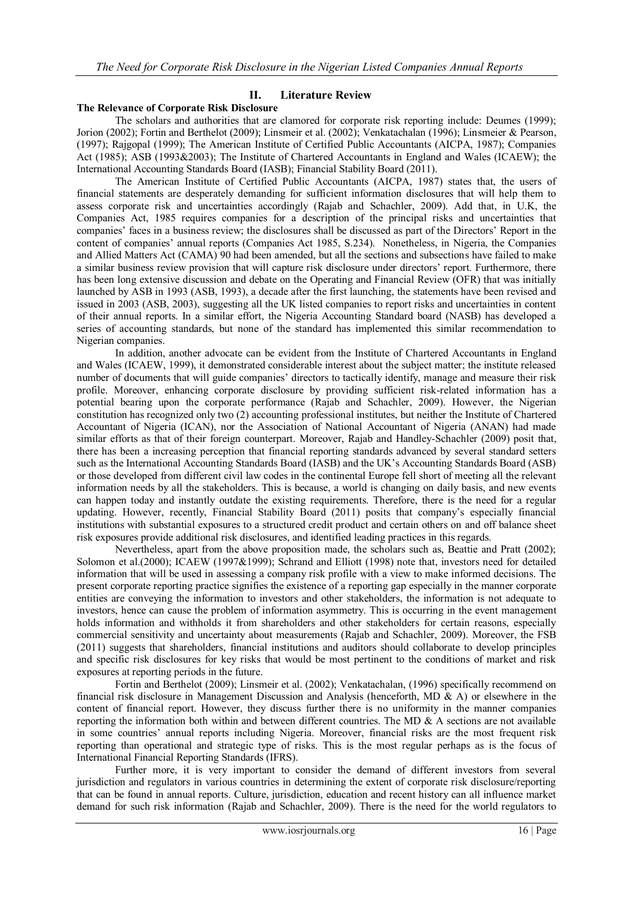## II. Literature Review

### The Relevance of Corporate Risk Disclosure

The scholars and authorities that are clamored for corporate risk reporting include: Deumes (1999); Jorion (2002); Fortin and Berthelot (2009); Linsmeir et al. (2002); Venkatachalan (1996); Linsmeier & Pearson, (1997); Rajgopal (1999); The American Institute of Certified Public Accountants (AICPA, 1987); Companies Act (1985); ASB (1993&2003); The Institute of Chartered Accountants in England and Wales (ICAEW); the International Accounting Standards Board (IASB); Financial Stability Board (2011).

The American Institute of Certified Public Accountants (AICPA, 1987) states that, the users of financial statements are desperately demanding for sufficient information disclosures that will help them to assess corporate risk and uncertainties accordingly (Rajab and Schachler, 2009). Add that, in U.K, the Companies Act, 1985 requires companies for a description of the principal risks and uncertainties that companies' faces in a business review; the disclosures shall be discussed as part of the Directors' Report in the content of companies' annual reports (Companies Act 1985, S.234). Nonetheless, in Nigeria, the Companies and Allied Matters Act (CAMA) 90 had been amended, but all the sections and subsections have failed to make a similar business review provision that will capture risk disclosure under directors' report. Furthermore, there has been long extensive discussion and debate on the Operating and Financial Review (OFR) that was initially launched by ASB in 1993 (ASB, 1993), a decade after the first launching, the statements have been revised and issued in 2003 (ASB, 2003), suggesting all the UK listed companies to report risks and uncertainties in content of their annual reports. In a similar effort, the Nigeria Accounting Standard board (NASB) has developed a series of accounting standards, but none of the standard has implemented this similar recommendation to Nigerian companies.

In addition, another advocate can be evident from the Institute of Chartered Accountants in England and Wales (ICAEW, 1999), it demonstrated considerable interest about the subject matter; the institute released number of documents that will guide companies' directors to tactically identify, manage and measure their risk profile. Moreover, enhancing corporate disclosure by providing sufficient risk-related information has a potential bearing upon the corporate performance (Rajab and Schachler, 2009). However, the Nigerian constitution has recognized only two (2) accounting professional institutes, but neither the Institute of Chartered Accountant of Nigeria (ICAN), nor the Association of National Accountant of Nigeria (ANAN) had made similar efforts as that of their foreign counterpart. Moreover, Rajab and Handley-Schachler (2009) posit that, there has been a increasing perception that financial reporting standards advanced by several standard setters such as the International Accounting Standards Board (IASB) and the UK's Accounting Standards Board (ASB) or those developed from different civil law codes in the continental Europe fell short of meeting all the relevant information needs by all the stakeholders. This is because, a world is changing on daily basis, and new events can happen today and instantly outdate the existing requirements. Therefore, there is the need for a regular updating. However, recently, Financial Stability Board (2011) posits that company's especially financial institutions with substantial exposures to a structured credit product and certain others on and off balance sheet risk exposures provide additional risk disclosures, and identified leading practices in this regards.

Nevertheless, apart from the above proposition made, the scholars such as, Beattie and Pratt (2002); Solomon et al.(2000); ICAEW (1997&1999); Schrand and Elliott (1998) note that, investors need for detailed information that will be used in assessing a company risk profile with a view to make informed decisions. The present corporate reporting practice signifies the existence of a reporting gap especially in the manner corporate entities are conveying the information to investors and other stakeholders, the information is not adequate to investors, hence can cause the problem of information asymmetry. This is occurring in the event management holds information and withholds it from shareholders and other stakeholders for certain reasons, especially commercial sensitivity and uncertainty about measurements (Rajab and Schachler, 2009). Moreover, the FSB (2011) suggests that shareholders, financial institutions and auditors should collaborate to develop principles and specific risk disclosures for key risks that would be most pertinent to the conditions of market and risk exposures at reporting periods in the future.

Fortin and Berthelot (2009); Linsmeir et al. (2002); Venkatachalan, (1996) specifically recommend on financial risk disclosure in Management Discussion and Analysis (henceforth, MD & A) or elsewhere in the content of financial report. However, they discuss further there is no uniformity in the manner companies reporting the information both within and between different countries. The MD & A sections are not available in some countries' annual reports including Nigeria. Moreover, financial risks are the most frequent risk reporting than operational and strategic type of risks. This is the most regular perhaps as is the focus of International Financial Reporting Standards (IFRS).

Further more, it is very important to consider the demand of different investors from several jurisdiction and regulators in various countries in determining the extent of corporate risk disclosure/reporting that can be found in annual reports. Culture, jurisdiction, education and recent history can all influence market demand for such risk information (Rajab and Schachler, 2009). There is the need for the world regulators to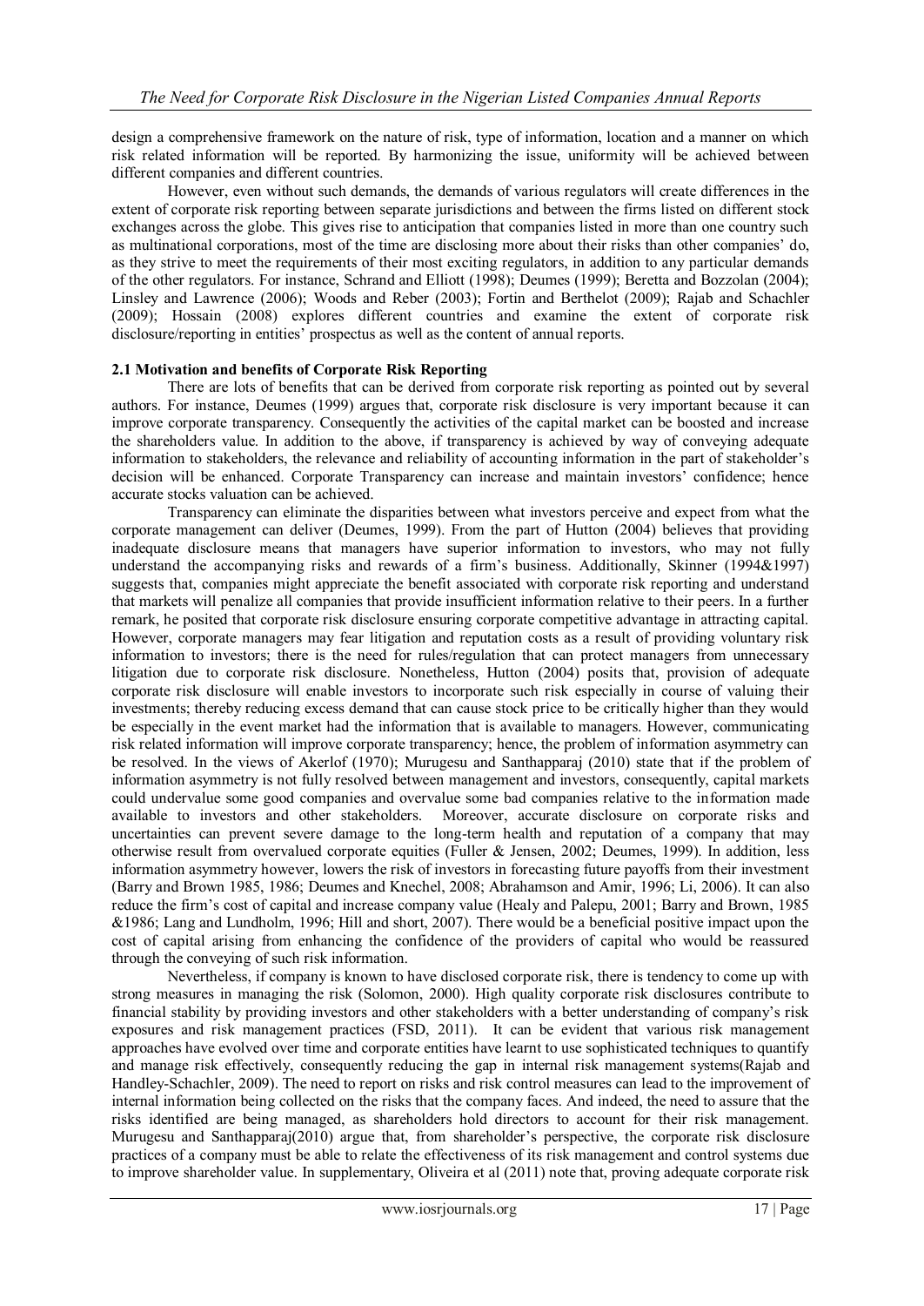design a comprehensive framework on the nature of risk, type of information, location and a manner on which risk related information will be reported. By harmonizing the issue, uniformity will be achieved between different companies and different countries.

However, even without such demands, the demands of various regulators will create differences in the extent of corporate risk reporting between separate jurisdictions and between the firms listed on different stock exchanges across the globe. This gives rise to anticipation that companies listed in more than one country such as multinational corporations, most of the time are disclosing more about their risks than other companies' do, as they strive to meet the requirements of their most exciting regulators, in addition to any particular demands of the other regulators. For instance, Schrand and Elliott (1998); Deumes (1999); Beretta and Bozzolan (2004); Linsley and Lawrence (2006); Woods and Reber (2003); Fortin and Berthelot (2009); Rajab and Schachler (2009); Hossain (2008) explores different countries and examine the extent of corporate risk disclosure/reporting in entities' prospectus as well as the content of annual reports.

## 2.1 Motivation and benefits of Corporate Risk Reporting

There are lots of benefits that can be derived from corporate risk reporting as pointed out by several authors. For instance, Deumes (1999) argues that, corporate risk disclosure is very important because it can improve corporate transparency. Consequently the activities of the capital market can be boosted and increase the shareholders value. In addition to the above, if transparency is achieved by way of conveying adequate information to stakeholders, the relevance and reliability of accounting information in the part of stakeholder's decision will be enhanced. Corporate Transparency can increase and maintain investors' confidence; hence accurate stocks valuation can be achieved.

Transparency can eliminate the disparities between what investors perceive and expect from what the corporate management can deliver (Deumes, 1999). From the part of Hutton (2004) believes that providing inadequate disclosure means that managers have superior information to investors, who may not fully understand the accompanying risks and rewards of a firm's business. Additionally, Skinner (1994&1997) suggests that, companies might appreciate the benefit associated with corporate risk reporting and understand that markets will penalize all companies that provide insufficient information relative to their peers. In a further remark, he posited that corporate risk disclosure ensuring corporate competitive advantage in attracting capital. However, corporate managers may fear litigation and reputation costs as a result of providing voluntary risk information to investors; there is the need for rules/regulation that can protect managers from unnecessary litigation due to corporate risk disclosure. Nonetheless, Hutton (2004) posits that, provision of adequate corporate risk disclosure will enable investors to incorporate such risk especially in course of valuing their investments; thereby reducing excess demand that can cause stock price to be critically higher than they would be especially in the event market had the information that is available to managers. However, communicating risk related information will improve corporate transparency; hence, the problem of information asymmetry can be resolved. In the views of Akerlof (1970); Murugesu and Santhapparaj (2010) state that if the problem of information asymmetry is not fully resolved between management and investors, consequently, capital markets could undervalue some good companies and overvalue some bad companies relative to the information made available to investors and other stakeholders. Moreover, accurate disclosure on corporate risks and uncertainties can prevent severe damage to the long-term health and reputation of a company that may otherwise result from overvalued corporate equities (Fuller & Jensen, 2002; Deumes, 1999). In addition, less information asymmetry however, lowers the risk of investors in forecasting future payoffs from their investment (Barry and Brown 1985, 1986; Deumes and Knechel, 2008; Abrahamson and Amir, 1996; Li, 2006). It can also reduce the firm's cost of capital and increase company value (Healy and Palepu, 2001; Barry and Brown, 1985 &1986; Lang and Lundholm, 1996; Hill and short, 2007). There would be a beneficial positive impact upon the cost of capital arising from enhancing the confidence of the providers of capital who would be reassured through the conveying of such risk information.

Nevertheless, if company is known to have disclosed corporate risk, there is tendency to come up with strong measures in managing the risk (Solomon, 2000). High quality corporate risk disclosures contribute to financial stability by providing investors and other stakeholders with a better understanding of company's risk exposures and risk management practices (FSD, 2011). It can be evident that various risk management approaches have evolved over time and corporate entities have learnt to use sophisticated techniques to quantify and manage risk effectively, consequently reducing the gap in internal risk management systems(Rajab and Handley-Schachler, 2009). The need to report on risks and risk control measures can lead to the improvement of internal information being collected on the risks that the company faces. And indeed, the need to assure that the risks identified are being managed, as shareholders hold directors to account for their risk management. Murugesu and Santhapparaj(2010) argue that, from shareholder's perspective, the corporate risk disclosure practices of a company must be able to relate the effectiveness of its risk management and control systems due to improve shareholder value. In supplementary, Oliveira et al (2011) note that, proving adequate corporate risk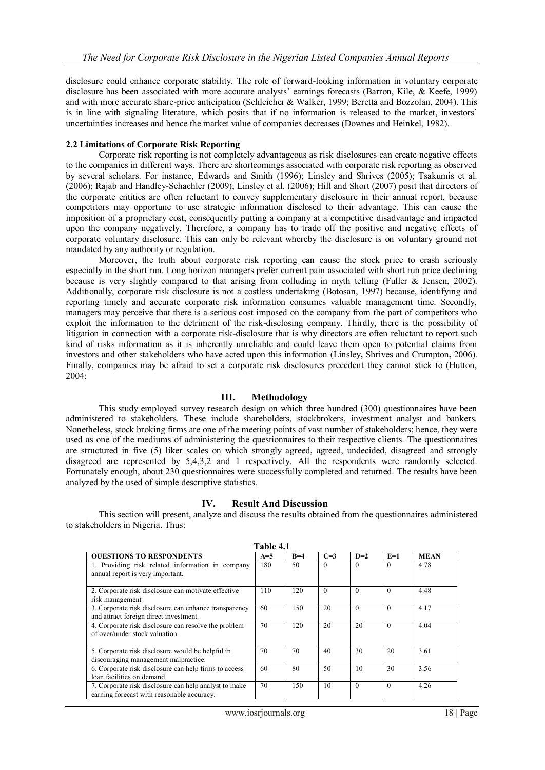disclosure could enhance corporate stability. The role of forward-looking information in voluntary corporate disclosure has been associated with more accurate analysts' earnings forecasts (Barron, Kile, & Keefe, 1999) and with more accurate share-price anticipation (Schleicher & Walker, 1999; Beretta and Bozzolan, 2004). This is in line with signaling literature, which posits that if no information is released to the market, investors' uncertainties increases and hence the market value of companies decreases (Downes and Heinkel, 1982).

### 2.2 Limitations of Corporate Risk Reporting

Corporate risk reporting is not completely advantageous as risk disclosures can create negative effects to the companies in different ways. There are shortcomings associated with corporate risk reporting as observed by several scholars. For instance, Edwards and Smith (1996); Linsley and Shrives (2005); Tsakumis et al. (2006); Rajab and Handley-Schachler (2009); Linsley et al. (2006); Hill and Short (2007) posit that directors of the corporate entities are often reluctant to convey supplementary disclosure in their annual report, because competitors may opportune to use strategic information disclosed to their advantage. This can cause the imposition of a proprietary cost, consequently putting a company at a competitive disadvantage and impacted upon the company negatively. Therefore, a company has to trade off the positive and negative effects of corporate voluntary disclosure. This can only be relevant whereby the disclosure is on voluntary ground not mandated by any authority or regulation.

Moreover, the truth about corporate risk reporting can cause the stock price to crash seriously especially in the short run. Long horizon managers prefer current pain associated with short run price declining because is very slightly compared to that arising from colluding in myth telling (Fuller & Jensen, 2002). Additionally, corporate risk disclosure is not a costless undertaking (Botosan, 1997) because, identifying and reporting timely and accurate corporate risk information consumes valuable management time. Secondly, managers may perceive that there is a serious cost imposed on the company from the part of competitors who exploit the information to the detriment of the risk-disclosing company. Thirdly, there is the possibility of litigation in connection with a corporate risk-disclosure that is why directors are often reluctant to report such kind of risks information as it is inherently unreliable and could leave them open to potential claims from investors and other stakeholders who have acted upon this information (Linsley**,** Shrives and Crumpton**,** 2006). Finally, companies may be afraid to set a corporate risk disclosures precedent they cannot stick to (Hutton, 2004;

## III. Methodology

This study employed survey research design on which three hundred (300) questionnaires have been administered to stakeholders. These include shareholders, stockbrokers, investment analyst and bankers. Nonetheless, stock broking firms are one of the meeting points of vast number of stakeholders; hence, they were used as one of the mediums of administering the questionnaires to their respective clients. The questionnaires are structured in five (5) liker scales on which strongly agreed, agreed, undecided, disagreed and strongly disagreed are represented by 5,4,3,2 and 1 respectively. All the respondents were randomly selected. Fortunately enough, about 230 questionnaires were successfully completed and returned. The results have been analyzed by the used of simple descriptive statistics.

## IV. Result And Discussion

This section will present, analyze and discuss the results obtained from the questionnaires administered to stakeholders in Nigeria. Thus:

**Table 4.1**

| OUESTIONS TO RESPONDENTS | A=5 | B=4 | C=3 | D=2 | E=1 | MEAN |
|---|---|---|---|---|---|---|
| 1. Providing risk related information in company annual report is very important. | 180 | 50 | 0 | 0 | 0 | 4.78 |
| 2. Corporate risk disclosure can motivate effective risk management | 110 | 120 | 0 | 0 | 0 | 4.48 |
| 3. Corporate risk disclosure can enhance transparency and attract foreign direct investment. | 60 | 150 | 20 | 0 | 0 | 4.17 |
| 4. Corporate risk disclosure can resolve the problem of over/under stock valuation | 70 | 120 | 20 | 20 | 0 | 4.04 |
| 5. Corporate risk disclosure would be helpful in discouraging management malpractice. | 70 | 70 | 40 | 30 | 20 | 3.61 |
| 6. Corporate risk disclosure can help firms to access loan facilities on demand | 60 | 80 | 50 | 10 | 30 | 3.56 |
| 7. Corporate risk disclosure can help analyst to make earning forecast with reasonable accuracy. | 70 | 150 | 10 | 0 | 0 | 4.26 |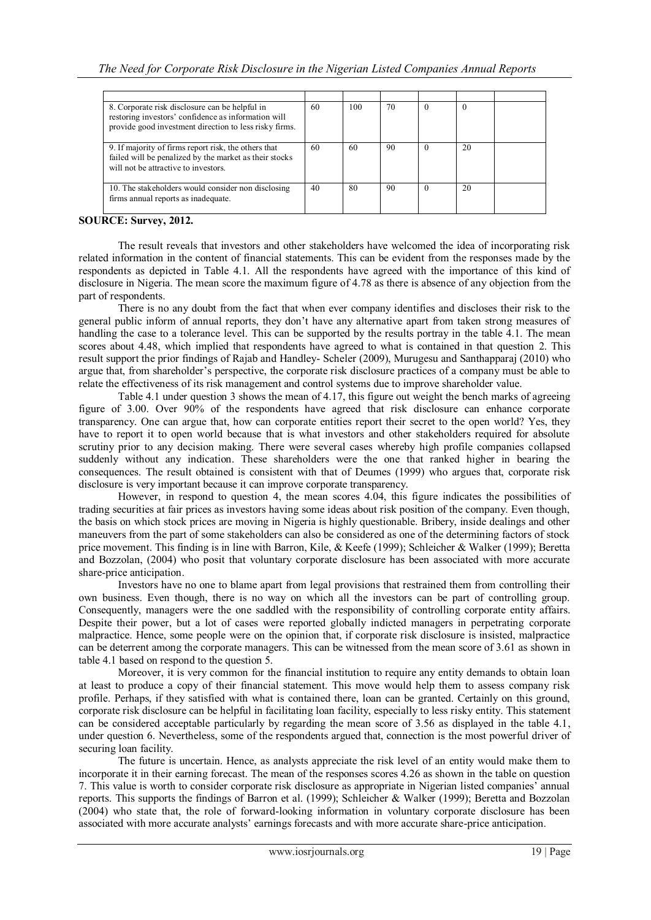| | | | | | | |
|---|---|---|---|---|---|---|
| 8. Corporate risk disclosure can be helpful in restoring investors' confidence as information will provide good investment direction to less risky firms. | 60 | 100 | 70 | 0 | 0 | |
| 9. If majority of firms report risk, the others that failed will be penalized by the market as their stocks will not be attractive to investors. | 60 | 60 | 90 | 0 | 20 | |
| 10. The stakeholders would consider non disclosing firms annual reports as inadequate. | 40 | 80 | 90 | 0 | 20 | |

**SOURCE: Survey, 2012.**

The result reveals that investors and other stakeholders have welcomed the idea of incorporating risk related information in the content of financial statements. This can be evident from the responses made by the respondents as depicted in Table 4.1. All the respondents have agreed with the importance of this kind of disclosure in Nigeria. The mean score the maximum figure of 4.78 as there is absence of any objection from the part of respondents.

There is no any doubt from the fact that when ever company identifies and discloses their risk to the general public inform of annual reports, they don't have any alternative apart from taken strong measures of handling the case to a tolerance level. This can be supported by the results portray in the table 4.1. The mean scores about 4.48, which implied that respondents have agreed to what is contained in that question 2. This result support the prior findings of Rajab and Handley- Scheler (2009), Murugesu and Santhapparaj (2010) who argue that, from shareholder's perspective, the corporate risk disclosure practices of a company must be able to relate the effectiveness of its risk management and control systems due to improve shareholder value.

Table 4.1 under question 3 shows the mean of 4.17, this figure out weight the bench marks of agreeing figure of 3.00. Over 90% of the respondents have agreed that risk disclosure can enhance corporate transparency. One can argue that, how can corporate entities report their secret to the open world? Yes, they have to report it to open world because that is what investors and other stakeholders required for absolute scrutiny prior to any decision making. There were several cases whereby high profile companies collapsed suddenly without any indication. These shareholders were the one that ranked higher in bearing the consequences. The result obtained is consistent with that of Deumes (1999) who argues that, corporate risk disclosure is very important because it can improve corporate transparency.

However, in respond to question 4, the mean scores 4.04, this figure indicates the possibilities of trading securities at fair prices as investors having some ideas about risk position of the company. Even though, the basis on which stock prices are moving in Nigeria is highly questionable. Bribery, inside dealings and other maneuvers from the part of some stakeholders can also be considered as one of the determining factors of stock price movement. This finding is in line with Barron, Kile, & Keefe (1999); Schleicher & Walker (1999); Beretta and Bozzolan, (2004) who posit that voluntary corporate disclosure has been associated with more accurate share-price anticipation.

Investors have no one to blame apart from legal provisions that restrained them from controlling their own business. Even though, there is no way on which all the investors can be part of controlling group. Consequently, managers were the one saddled with the responsibility of controlling corporate entity affairs. Despite their power, but a lot of cases were reported globally indicted managers in perpetrating corporate malpractice. Hence, some people were on the opinion that, if corporate risk disclosure is insisted, malpractice can be deterrent among the corporate managers. This can be witnessed from the mean score of 3.61 as shown in table 4.1 based on respond to the question 5.

Moreover, it is very common for the financial institution to require any entity demands to obtain loan at least to produce a copy of their financial statement. This move would help them to assess company risk profile. Perhaps, if they satisfied with what is contained there, loan can be granted. Certainly on this ground, corporate risk disclosure can be helpful in facilitating loan facility, especially to less risky entity. This statement can be considered acceptable particularly by regarding the mean score of 3.56 as displayed in the table 4.1, under question 6. Nevertheless, some of the respondents argued that, connection is the most powerful driver of securing loan facility.

The future is uncertain. Hence, as analysts appreciate the risk level of an entity would make them to incorporate it in their earning forecast. The mean of the responses scores 4.26 as shown in the table on question 7. This value is worth to consider corporate risk disclosure as appropriate in Nigerian listed companies' annual reports. This supports the findings of Barron et al. (1999); Schleicher & Walker (1999); Beretta and Bozzolan (2004) who state that, the role of forward-looking information in voluntary corporate disclosure has been associated with more accurate analysts' earnings forecasts and with more accurate share-price anticipation.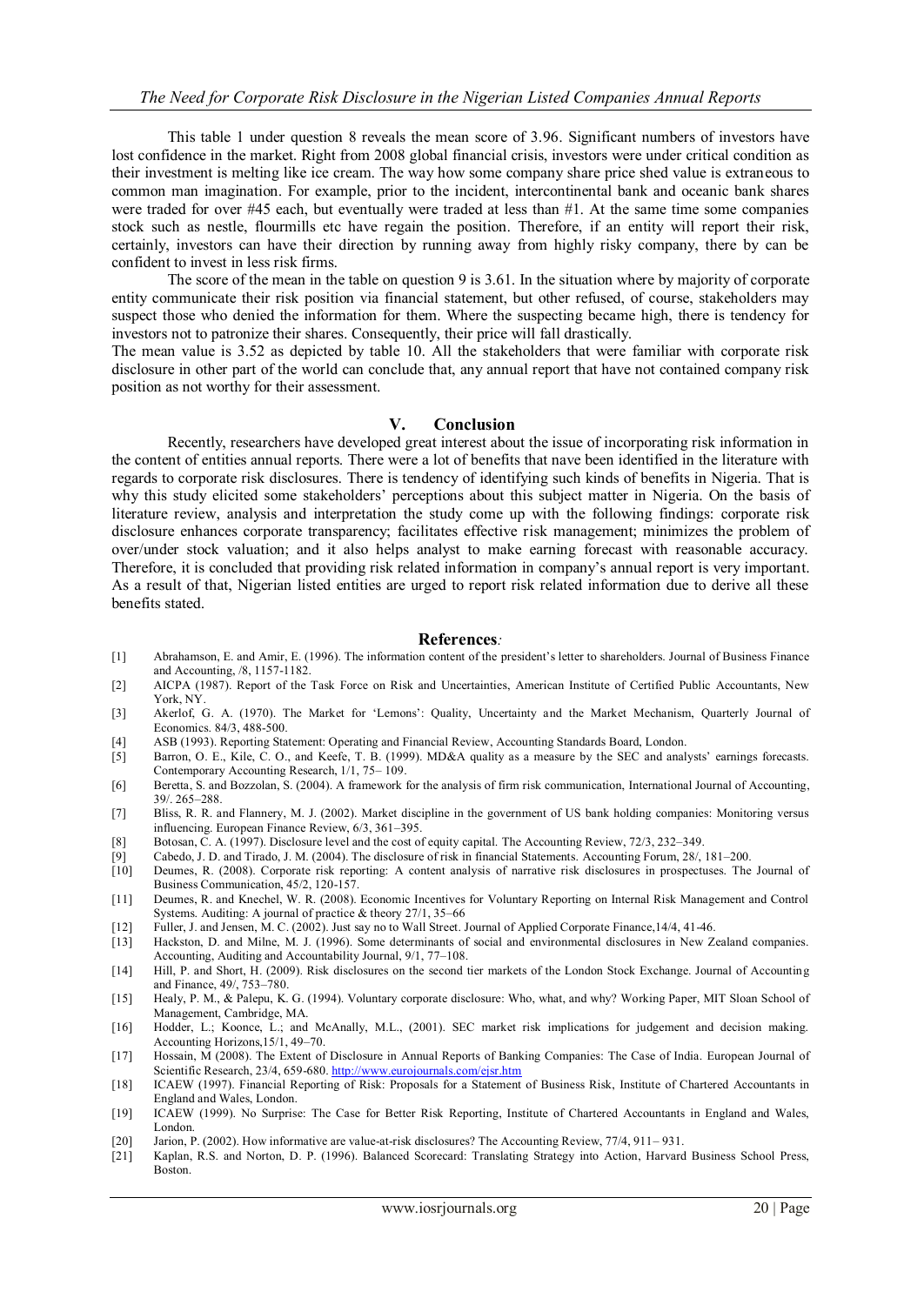This table 1 under question 8 reveals the mean score of 3.96. Significant numbers of investors have lost confidence in the market. Right from 2008 global financial crisis, investors were under critical condition as their investment is melting like ice cream. The way how some company share price shed value is extraneous to common man imagination. For example, prior to the incident, intercontinental bank and oceanic bank shares were traded for over #45 each, but eventually were traded at less than #1. At the same time some companies stock such as nestle, flourmills etc have regain the position. Therefore, if an entity will report their risk, certainly, investors can have their direction by running away from highly risky company, there by can be confident to invest in less risk firms.

The score of the mean in the table on question 9 is 3.61. In the situation where by majority of corporate entity communicate their risk position via financial statement, but other refused, of course, stakeholders may suspect those who denied the information for them. Where the suspecting became high, there is tendency for investors not to patronize their shares. Consequently, their price will fall drastically.

The mean value is 3.52 as depicted by table 10. All the stakeholders that were familiar with corporate risk disclosure in other part of the world can conclude that, any annual report that have not contained company risk position as not worthy for their assessment.

## V. Conclusion

Recently, researchers have developed great interest about the issue of incorporating risk information in the content of entities annual reports. There were a lot of benefits that nave been identified in the literature with regards to corporate risk disclosures. There is tendency of identifying such kinds of benefits in Nigeria. That is why this study elicited some stakeholders' perceptions about this subject matter in Nigeria. On the basis of literature review, analysis and interpretation the study come up with the following findings: corporate risk disclosure enhances corporate transparency; facilitates effective risk management; minimizes the problem of over/under stock valuation; and it also helps analyst to make earning forecast with reasonable accuracy. Therefore, it is concluded that providing risk related information in company's annual report is very important. As a result of that, Nigerian listed entities are urged to report risk related information due to derive all these benefits stated.

## References:

[1] Abrahamson, E. and Amir, E. (1996). The information content of the president's letter to shareholders. Journal of Business Finance and Accounting, /8, 1157-1182.

[2] AICPA (1987). Report of the Task Force on Risk and Uncertainties, American Institute of Certified Public Accountants, New York, NY.

[3] Akerlof, G. A. (1970). The Market for 'Lemons': Quality, Uncertainty and the Market Mechanism, Quarterly Journal of Economics. 84/3, 488-500.

[4] ASB (1993). Reporting Statement: Operating and Financial Review, Accounting Standards Board, London.

[5] Barron, O. E., Kile, C. O., and Keefe, T. B. (1999). MD&A quality as a measure by the SEC and analysts' earnings forecasts. Contemporary Accounting Research, 1/1, 75– 109.

[6] Beretta, S. and Bozzolan, S. (2004). A framework for the analysis of firm risk communication, International Journal of Accounting, 39/. 265–288.

[7] Bliss, R. R. and Flannery, M. J. (2002). Market discipline in the government of US bank holding companies: Monitoring versus influencing. European Finance Review, 6/3, 361–395.

[8] Botosan, C. A. (1997). Disclosure level and the cost of equity capital. The Accounting Review, 72/3, 232–349.

[9] Cabedo, J. D. and Tirado, J. M. (2004). The disclosure of risk in financial Statements. Accounting Forum, 28/, 181–200.

[10] Deumes, R. (2008). Corporate risk reporting: A content analysis of narrative risk disclosures in prospectuses. The Journal of Business Communication, 45/2, 120-157.

[11] Deumes, R. and Knechel, W. R. (2008). Economic Incentives for Voluntary Reporting on Internal Risk Management and Control Systems. Auditing: A journal of practice & theory 27/1, 35–66

[12] Fuller, J. and Jensen, M. C. (2002). Just say no to Wall Street. Journal of Applied Corporate Finance,14/4, 41-46.

[13] Hackston, D. and Milne, M. J. (1996). Some determinants of social and environmental disclosures in New Zealand companies. Accounting, Auditing and Accountability Journal, 9/1, 77–108.

[14] Hill, P. and Short, H. (2009). Risk disclosures on the second tier markets of the London Stock Exchange. Journal of Accounting and Finance, 49/, 753–780.

[15] Healy, P. M., & Palepu, K. G. (1994). Voluntary corporate disclosure: Who, what, and why? Working Paper, MIT Sloan School of Management, Cambridge, MA.

[16] Hodder, L.; Koonce, L.; and McAnally, M.L., (2001). SEC market risk implications for judgement and decision making. Accounting Horizons,15/1, 49–70.

[17] Hossain, M (2008). The Extent of Disclosure in Annual Reports of Banking Companies: The Case of India. European Journal of Scientific Research, 23/4, 659-680. http://www.eurojournals.com/ejsr.htm

[18] ICAEW (1997). Financial Reporting of Risk: Proposals for a Statement of Business Risk, Institute of Chartered Accountants in England and Wales, London.

[19] ICAEW (1999). No Surprise: The Case for Better Risk Reporting, Institute of Chartered Accountants in England and Wales, London.

[20] Jarion, P. (2002). How informative are value-at-risk disclosures? The Accounting Review, 77/4, 911– 931.

[21] Kaplan, R.S. and Norton, D. P. (1996). Balanced Scorecard: Translating Strategy into Action, Harvard Business School Press, Boston.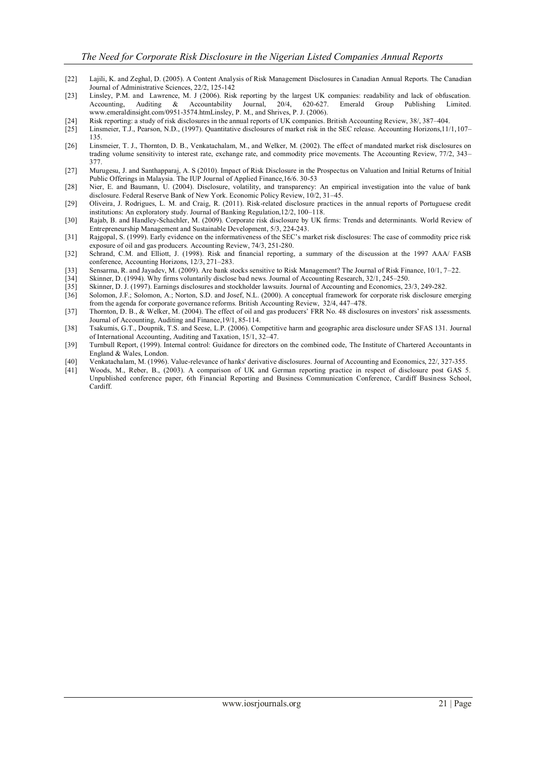[22] Lajili, K. and Zeghal, D. (2005). A Content Analysis of Risk Management Disclosures in Canadian Annual Reports. The Canadian Journal of Administrative Sciences, 22/2, 125-142

[23] Linsley, P.M. and Lawrence, M. J (2006). Risk reporting by the largest UK companies: readability and lack of obfuscation. Accounting, Auditing & Accountability Journal, 20/4, 620-627. Emerald Group Publishing Limited. www.emeraldinsight.com/0951-3574.htmLinsley, P. M., and Shrives, P. J. (2006).

[24] Risk reporting: a study of risk disclosures in the annual reports of UK companies. British Accounting Review, 38/, 387–404.

[25] Linsmeier, T.J., Pearson, N.D., (1997). Quantitative disclosures of market risk in the SEC release. Accounting Horizons,11/1,107–135.

[26] Linsmeier, T. J., Thornton, D. B., Venkatachalam, M., and Welker, M. (2002). The effect of mandated market risk disclosures on trading volume sensitivity to interest rate, exchange rate, and commodity price movements. The Accounting Review, 77/2, 343–377.

[27] Murugesu, J. and Santhapparaj, A. S (2010). Impact of Risk Disclosure in the Prospectus on Valuation and Initial Returns of Initial Public Offerings in Malaysia. The IUP Journal of Applied Finance,16/6. 30-53

[28] Nier, E. and Baumann, U. (2004). Disclosure, volatility, and transparency: An empirical investigation into the value of bank disclosure. Federal Reserve Bank of New York. Economic Policy Review, 10/2, 31–45.

[29] Oliveira, J. Rodrigues, L. M. and Craig, R. (2011). Risk-related disclosure practices in the annual reports of Portuguese credit institutions: An exploratory study. Journal of Banking Regulation,12/2, 100–118.

[30] Rajab, B. and Handley-Schachler, M. (2009). Corporate risk disclosure by UK firms: Trends and determinants. World Review of Entrepreneurship Management and Sustainable Development, 5/3, 224-243.

[31] Rajgopal, S. (1999). Early evidence on the informativeness of the SEC's market risk disclosures: The case of commodity price risk exposure of oil and gas producers. Accounting Review, 74/3, 251-280.

[32] Schrand, C.M. and Elliott, J. (1998). Risk and financial reporting, a summary of the discussion at the 1997 AAA/ FASB conference, Accounting Horizons, 12/3, 271–283.

[33] Sensarma, R. and Jayadev, M. (2009). Are bank stocks sensitive to Risk Management? The Journal of Risk Finance, 10/1, 7–22.

[34] Skinner, D. (1994). Why firms voluntarily disclose bad news. Journal of Accounting Research, 32/1, 245–250.

[35] Skinner, D. J. (1997). Earnings disclosures and stockholder lawsuits. Journal of Accounting and Economics, 23/3, 249-282.

[36] Solomon, J.F.; Solomon, A.; Norton, S.D. and Josef, N.L. (2000). A conceptual framework for corporate risk disclosure emerging from the agenda for corporate governance reforms. British Accounting Review, 32/4, 447–478.

[37] Thornton, D. B., & Welker, M. (2004). The effect of oil and gas producers' FRR No. 48 disclosures on investors' risk assessments. Journal of Accounting, Auditing and Finance,19/1, 85-114.

[38] Tsakumis, G.T., Doupnik, T.S. and Seese, L.P. (2006). Competitive harm and geographic area disclosure under SFAS 131. Journal of International Accounting, Auditing and Taxation, 15/1, 32–47.

[39] Turnbull Report, (1999). Internal control: Guidance for directors on the combined code, The Institute of Chartered Accountants in England & Wales, London.

[40] Venkatachalam, M. (1996). Value-relevance of hanks' derivative disclosures. Journal of Accounting and Economics, 22/, 327-355.

[41] Woods, M., Reber, B., (2003). A comparison of UK and German reporting practice in respect of disclosure post GAS 5. Unpublished conference paper, 6th Financial Reporting and Business Communication Conference, Cardiff Business School, Cardiff.